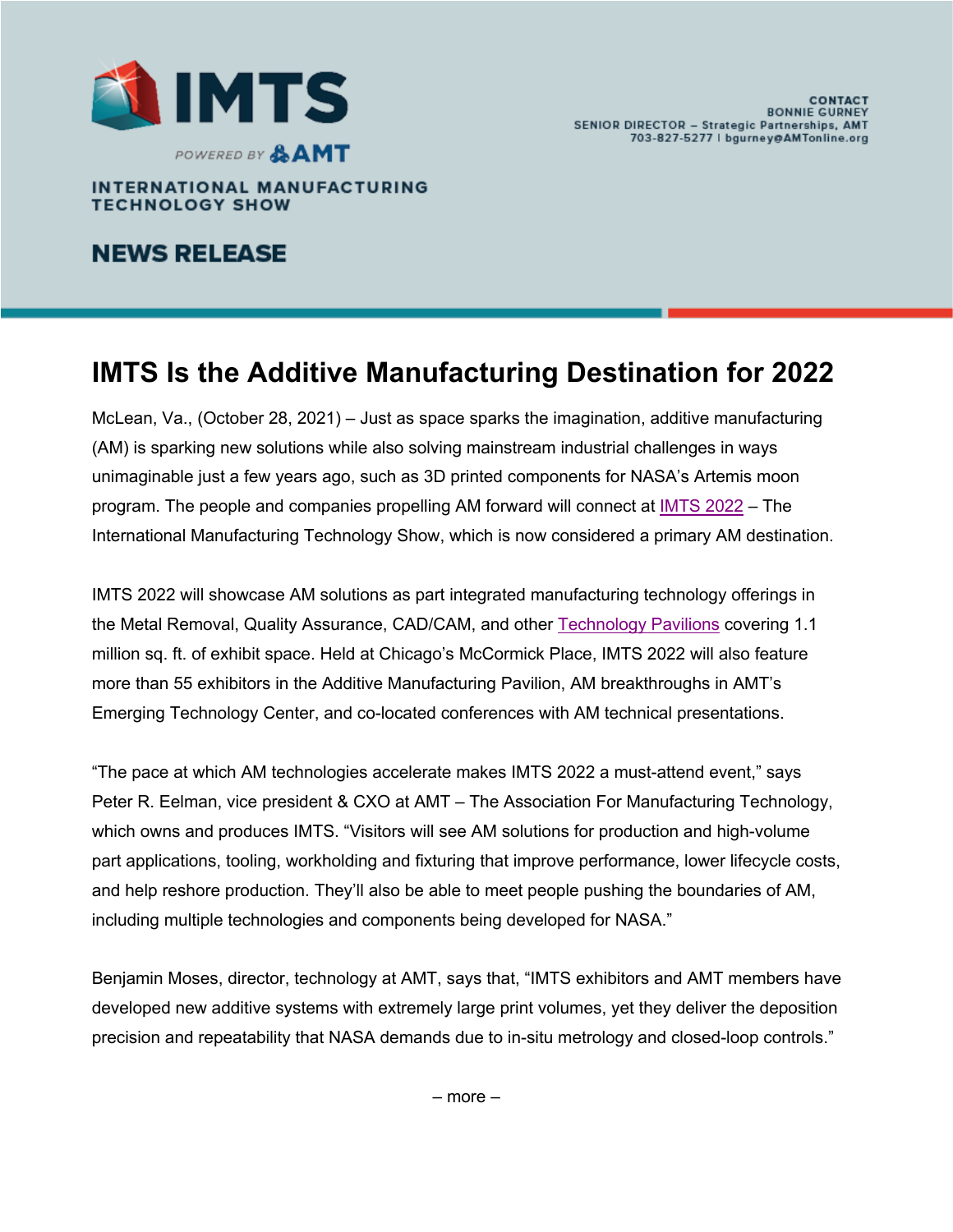# IMTS

POWERED BY AMT

INTERNATIONAL MANUFACTURING TECHNOLOGY SHOW

## NEWS RELEASE

CONTACT
BONNIE GURNEY
SENIOR DIRECTOR – Strategic Partnerships, AMT
703-827-5277 | bgurney@AMTonline.org

# IMTS Is the Additive Manufacturing Destination for 2022

McLean, Va., (October 28, 2021) – Just as space sparks the imagination, additive manufacturing (AM) is sparking new solutions while also solving mainstream industrial challenges in ways unimaginable just a few years ago, such as 3D printed components for NASA's Artemis moon program. The people and companies propelling AM forward will connect at IMTS 2022 – The International Manufacturing Technology Show, which is now considered a primary AM destination.

IMTS 2022 will showcase AM solutions as part integrated manufacturing technology offerings in the Metal Removal, Quality Assurance, CAD/CAM, and other Technology Pavilions covering 1.1 million sq. ft. of exhibit space. Held at Chicago's McCormick Place, IMTS 2022 will also feature more than 55 exhibitors in the Additive Manufacturing Pavilion, AM breakthroughs in AMT's Emerging Technology Center, and co-located conferences with AM technical presentations.

"The pace at which AM technologies accelerate makes IMTS 2022 a must-attend event," says Peter R. Eelman, vice president & CXO at AMT – The Association For Manufacturing Technology, which owns and produces IMTS. "Visitors will see AM solutions for production and high-volume part applications, tooling, workholding and fixturing that improve performance, lower lifecycle costs, and help reshore production. They'll also be able to meet people pushing the boundaries of AM, including multiple technologies and components being developed for NASA."

Benjamin Moses, director, technology at AMT, says that, "IMTS exhibitors and AMT members have developed new additive systems with extremely large print volumes, yet they deliver the deposition precision and repeatability that NASA demands due to in-situ metrology and closed-loop controls."

– more –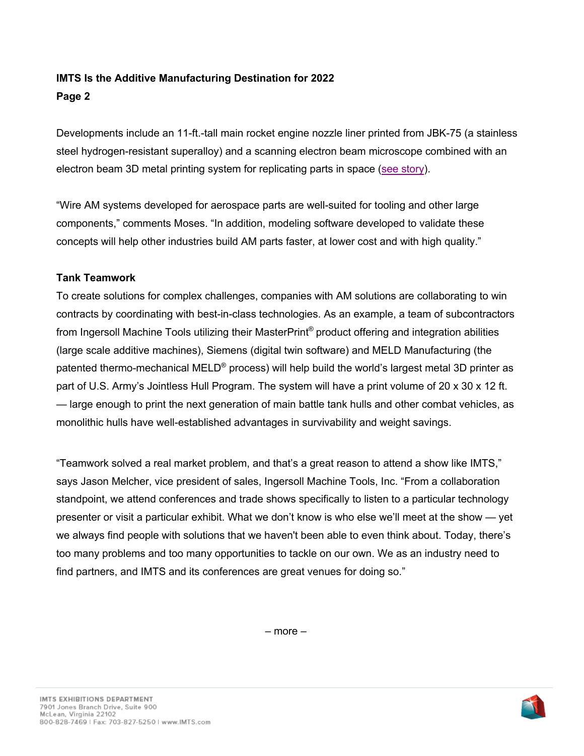Developments include an 11-ft.-tall main rocket engine nozzle liner printed from JBK-75 (a stainless steel hydrogen-resistant superalloy) and a scanning electron beam microscope combined with an electron beam 3D metal printing system for replicating parts in space (see story).

"Wire AM systems developed for aerospace parts are well-suited for tooling and other large components," comments Moses. "In addition, modeling software developed to validate these concepts will help other industries build AM parts faster, at lower cost and with high quality."

**Tank Teamwork**

To create solutions for complex challenges, companies with AM solutions are collaborating to win contracts by coordinating with best-in-class technologies. As an example, a team of subcontractors from Ingersoll Machine Tools utilizing their MasterPrint® product offering and integration abilities (large scale additive machines), Siemens (digital twin software) and MELD Manufacturing (the patented thermo-mechanical MELD® process) will help build the world's largest metal 3D printer as part of U.S. Army's Jointless Hull Program. The system will have a print volume of 20 x 30 x 12 ft. — large enough to print the next generation of main battle tank hulls and other combat vehicles, as monolithic hulls have well-established advantages in survivability and weight savings.

"Teamwork solved a real market problem, and that's a great reason to attend a show like IMTS," says Jason Melcher, vice president of sales, Ingersoll Machine Tools, Inc. "From a collaboration standpoint, we attend conferences and trade shows specifically to listen to a particular technology presenter or visit a particular exhibit. What we don't know is who else we'll meet at the show — yet we always find people with solutions that we haven't been able to even think about. Today, there's too many problems and too many opportunities to tackle on our own. We as an industry need to find partners, and IMTS and its conferences are great venues for doing so."

– more –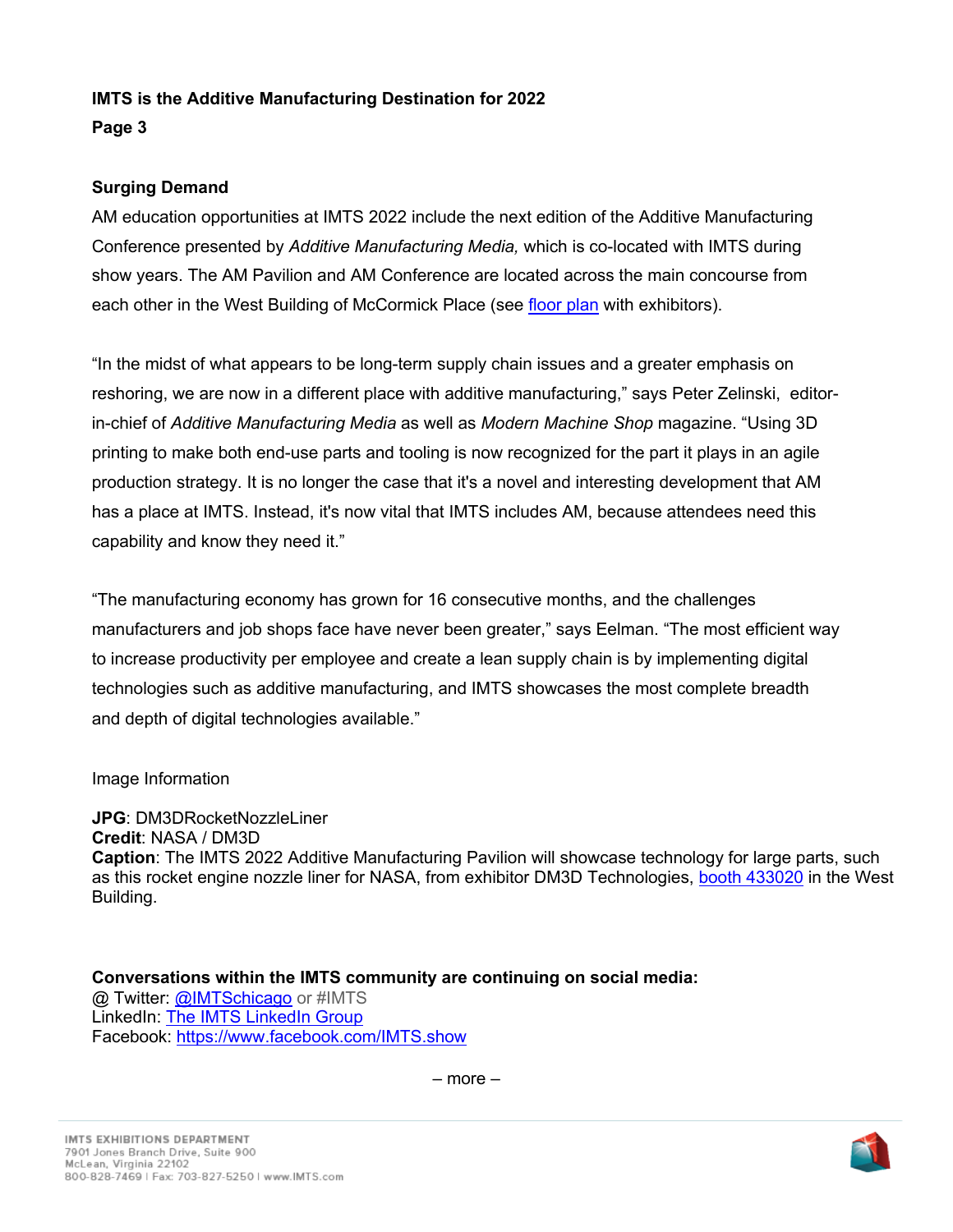## Surging Demand

AM education opportunities at IMTS 2022 include the next edition of the Additive Manufacturing Conference presented by *Additive Manufacturing Media,* which is co-located with IMTS during show years. The AM Pavilion and AM Conference are located across the main concourse from each other in the West Building of McCormick Place (see floor plan with exhibitors).

"In the midst of what appears to be long-term supply chain issues and a greater emphasis on reshoring, we are now in a different place with additive manufacturing," says Peter Zelinski, editor-in-chief of *Additive Manufacturing Media* as well as *Modern Machine Shop* magazine. "Using 3D printing to make both end-use parts and tooling is now recognized for the part it plays in an agile production strategy. It is no longer the case that it's a novel and interesting development that AM has a place at IMTS. Instead, it's now vital that IMTS includes AM, because attendees need this capability and know they need it."

"The manufacturing economy has grown for 16 consecutive months, and the challenges manufacturers and job shops face have never been greater," says Eelman. "The most efficient way to increase productivity per employee and create a lean supply chain is by implementing digital technologies such as additive manufacturing, and IMTS showcases the most complete breadth and depth of digital technologies available."

Image Information

**JPG**: DM3DRocketNozzleLiner
**Credit**: NASA / DM3D
**Caption**: The IMTS 2022 Additive Manufacturing Pavilion will showcase technology for large parts, such as this rocket engine nozzle liner for NASA, from exhibitor DM3D Technologies, booth 433020 in the West Building.

**Conversations within the IMTS community are continuing on social media:**
@ Twitter: @IMTSchicago or #IMTS
LinkedIn: The IMTS LinkedIn Group
Facebook: https://www.facebook.com/IMTS.show

– more –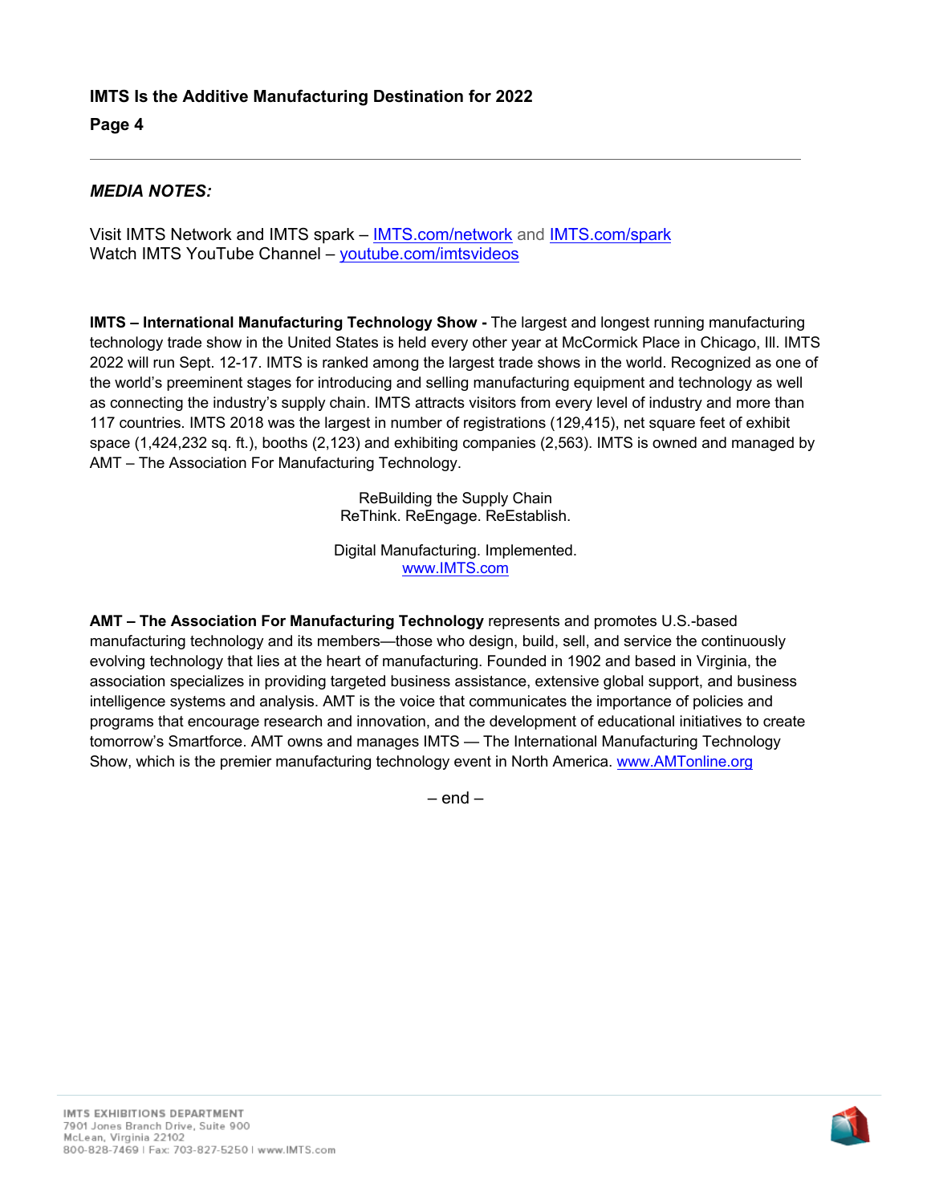***MEDIA NOTES:***

Visit IMTS Network and IMTS spark – IMTS.com/network and IMTS.com/spark
Watch IMTS YouTube Channel – youtube.com/imtsvideos

**IMTS – International Manufacturing Technology Show -** The largest and longest running manufacturing technology trade show in the United States is held every other year at McCormick Place in Chicago, Ill. IMTS 2022 will run Sept. 12-17. IMTS is ranked among the largest trade shows in the world. Recognized as one of the world's preeminent stages for introducing and selling manufacturing equipment and technology as well as connecting the industry's supply chain. IMTS attracts visitors from every level of industry and more than 117 countries. IMTS 2018 was the largest in number of registrations (129,415), net square feet of exhibit space (1,424,232 sq. ft.), booths (2,123) and exhibiting companies (2,563). IMTS is owned and managed by AMT – The Association For Manufacturing Technology.

ReBuilding the Supply Chain
ReThink. ReEngage. ReEstablish.

Digital Manufacturing. Implemented.
www.IMTS.com

**AMT – The Association For Manufacturing Technology** represents and promotes U.S.-based manufacturing technology and its members—those who design, build, sell, and service the continuously evolving technology that lies at the heart of manufacturing. Founded in 1902 and based in Virginia, the association specializes in providing targeted business assistance, extensive global support, and business intelligence systems and analysis. AMT is the voice that communicates the importance of policies and programs that encourage research and innovation, and the development of educational initiatives to create tomorrow's Smartforce. AMT owns and manages IMTS — The International Manufacturing Technology Show, which is the premier manufacturing technology event in North America. www.AMTonline.org

– end –